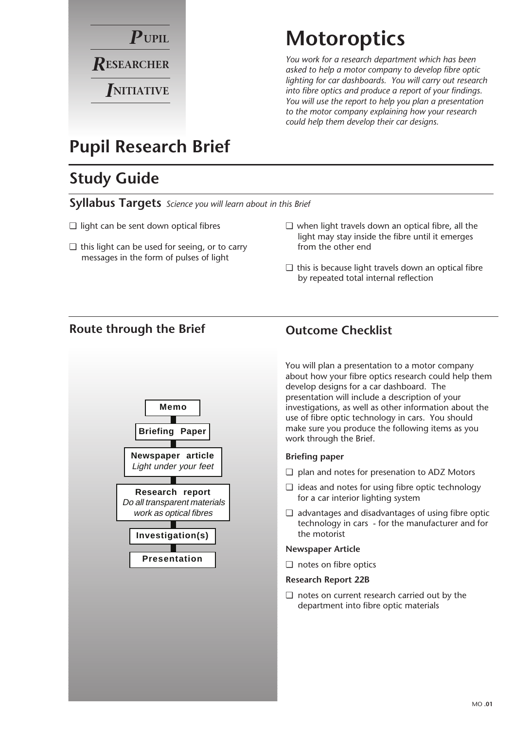**P**UPIL
**R**ESEARCHER
**I**NITIATIVE

# Motoroptics

*You work for a research department which has been asked to help a motor company to develop fibre optic lighting for car dashboards. You will carry out research into fibre optics and produce a report of your findings. You will use the report to help you plan a presentation to the motor company explaining how your research could help them develop their car designs.*

# Pupil Research Brief

## Study Guide

### Syllabus Targets *Science you will learn about in this Brief*

- ❑ light can be sent down optical fibres
- ❑ this light can be used for seeing, or to carry messages in the form of pulses of light
- ❑ when light travels down an optical fibre, all the light may stay inside the fibre until it emerges from the other end
- ❑ this is because light travels down an optical fibre by repeated total internal reflection

### Route through the Brief

- **Memo**
- **Briefing Paper**
- **Newspaper article** *Light under your feet*
- **Research report** *Do all transparent materials work as optical fibres*
- **Investigation(s)**
- **Presentation**

### Outcome Checklist

You will plan a presentation to a motor company about how your fibre optics research could help them develop designs for a car dashboard. The presentation will include a description of your investigations, as well as other information about the use of fibre optic technology in cars. You should make sure you produce the following items as you work through the Brief.

**Briefing paper**

- ❑ plan and notes for presenation to ADZ Motors
- ❑ ideas and notes for using fibre optic technology for a car interior lighting system
- ❑ advantages and disadvantages of using fibre optic technology in cars - for the manufacturer and for the motorist

**Newspaper Article**

- ❑ notes on fibre optics

**Research Report 22B**

- ❑ notes on current research carried out by the department into fibre optic materials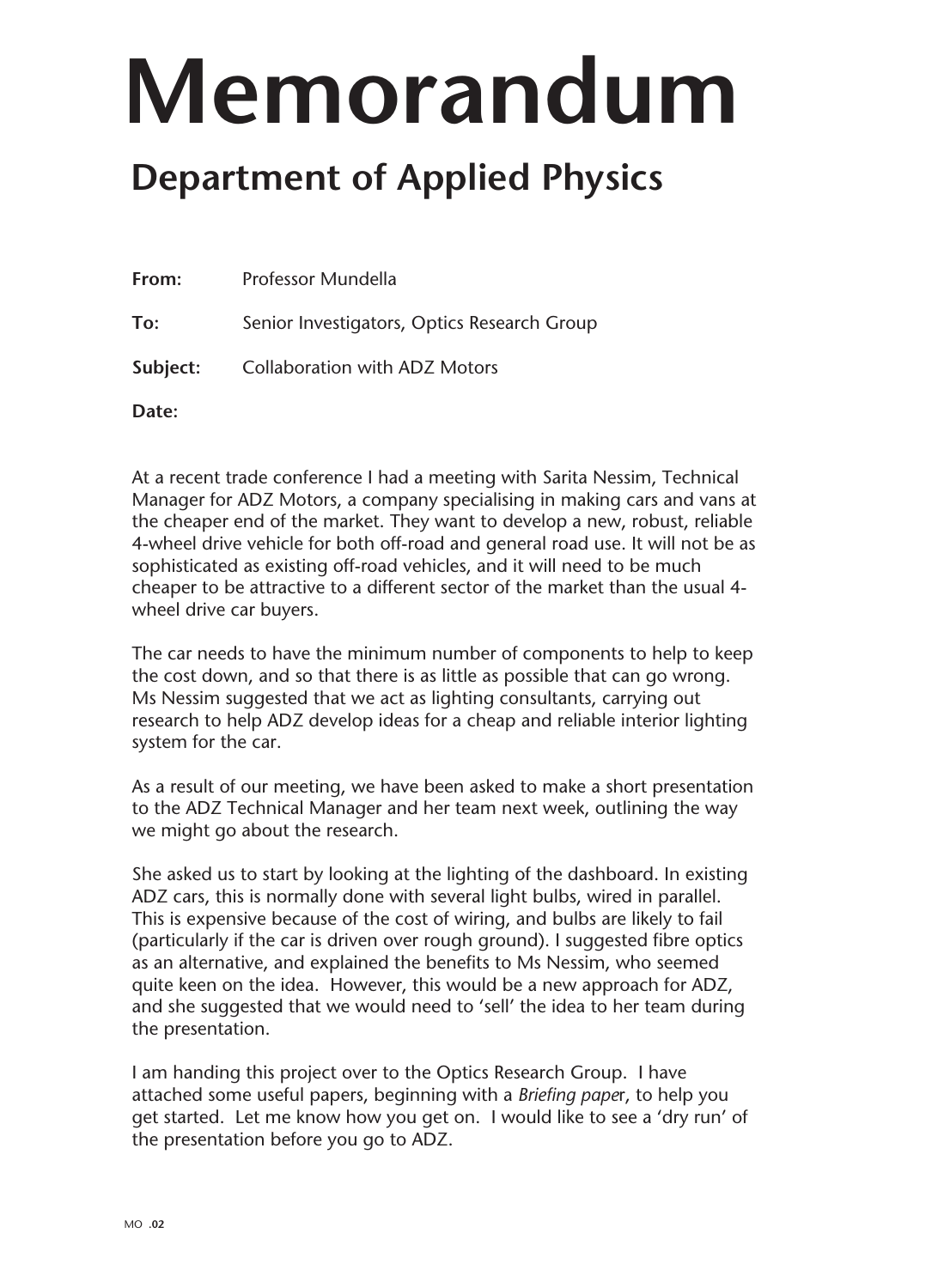# Memorandum

## Department of Applied Physics

**From:** Professor Mundella

**To:** Senior Investigators, Optics Research Group

**Subject:** Collaboration with ADZ Motors

**Date:**

At a recent trade conference I had a meeting with Sarita Nessim, Technical Manager for ADZ Motors, a company specialising in making cars and vans at the cheaper end of the market. They want to develop a new, robust, reliable 4-wheel drive vehicle for both off-road and general road use. It will not be as sophisticated as existing off-road vehicles, and it will need to be much cheaper to be attractive to a different sector of the market than the usual 4-wheel drive car buyers.

The car needs to have the minimum number of components to help to keep the cost down, and so that there is as little as possible that can go wrong. Ms Nessim suggested that we act as lighting consultants, carrying out research to help ADZ develop ideas for a cheap and reliable interior lighting system for the car.

As a result of our meeting, we have been asked to make a short presentation to the ADZ Technical Manager and her team next week, outlining the way we might go about the research.

She asked us to start by looking at the lighting of the dashboard. In existing ADZ cars, this is normally done with several light bulbs, wired in parallel. This is expensive because of the cost of wiring, and bulbs are likely to fail (particularly if the car is driven over rough ground). I suggested fibre optics as an alternative, and explained the benefits to Ms Nessim, who seemed quite keen on the idea. However, this would be a new approach for ADZ, and she suggested that we would need to 'sell' the idea to her team during the presentation.

I am handing this project over to the Optics Research Group. I have attached some useful papers, beginning with a *Briefing paper*, to help you get started. Let me know how you get on. I would like to see a 'dry run' of the presentation before you go to ADZ.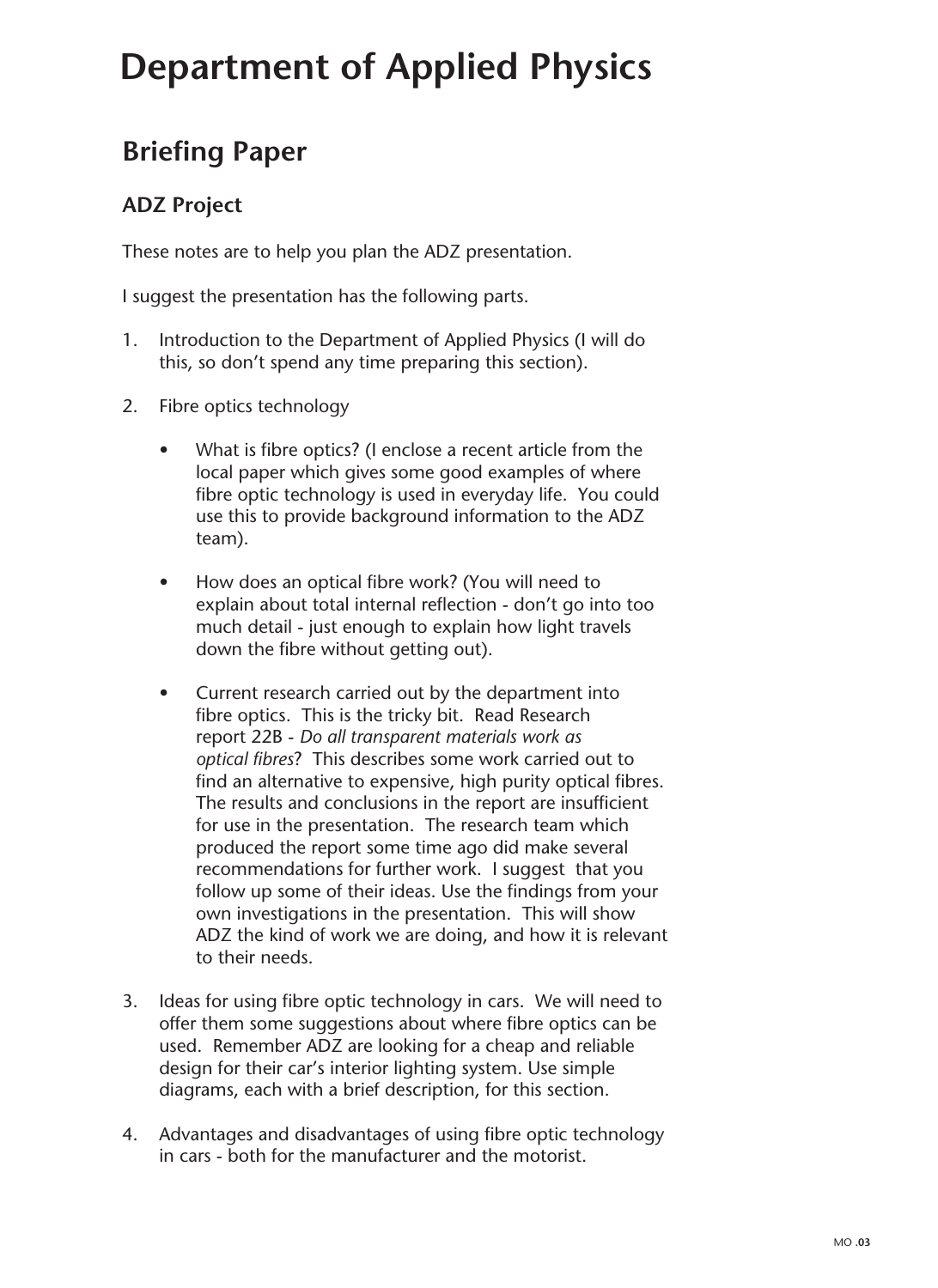# Department of Applied Physics

## Briefing Paper

### ADZ Project

These notes are to help you plan the ADZ presentation.

I suggest the presentation has the following parts.

1. Introduction to the Department of Applied Physics (I will do this, so don't spend any time preparing this section).

2. Fibre optics technology

   - What is fibre optics? (I enclose a recent article from the local paper which gives some good examples of where fibre optic technology is used in everyday life. You could use this to provide background information to the ADZ team).

   - How does an optical fibre work? (You will need to explain about total internal reflection - don't go into too much detail - just enough to explain how light travels down the fibre without getting out).

   - Current research carried out by the department into fibre optics. This is the tricky bit. Read Research report 22B - *Do all transparent materials work as optical fibres*? This describes some work carried out to find an alternative to expensive, high purity optical fibres. The results and conclusions in the report are insufficient for use in the presentation. The research team which produced the report some time ago did make several recommendations for further work. I suggest that you follow up some of their ideas. Use the findings from your own investigations in the presentation. This will show ADZ the kind of work we are doing, and how it is relevant to their needs.

3. Ideas for using fibre optic technology in cars. We will need to offer them some suggestions about where fibre optics can be used. Remember ADZ are looking for a cheap and reliable design for their car's interior lighting system. Use simple diagrams, each with a brief description, for this section.

4. Advantages and disadvantages of using fibre optic technology in cars - both for the manufacturer and the motorist.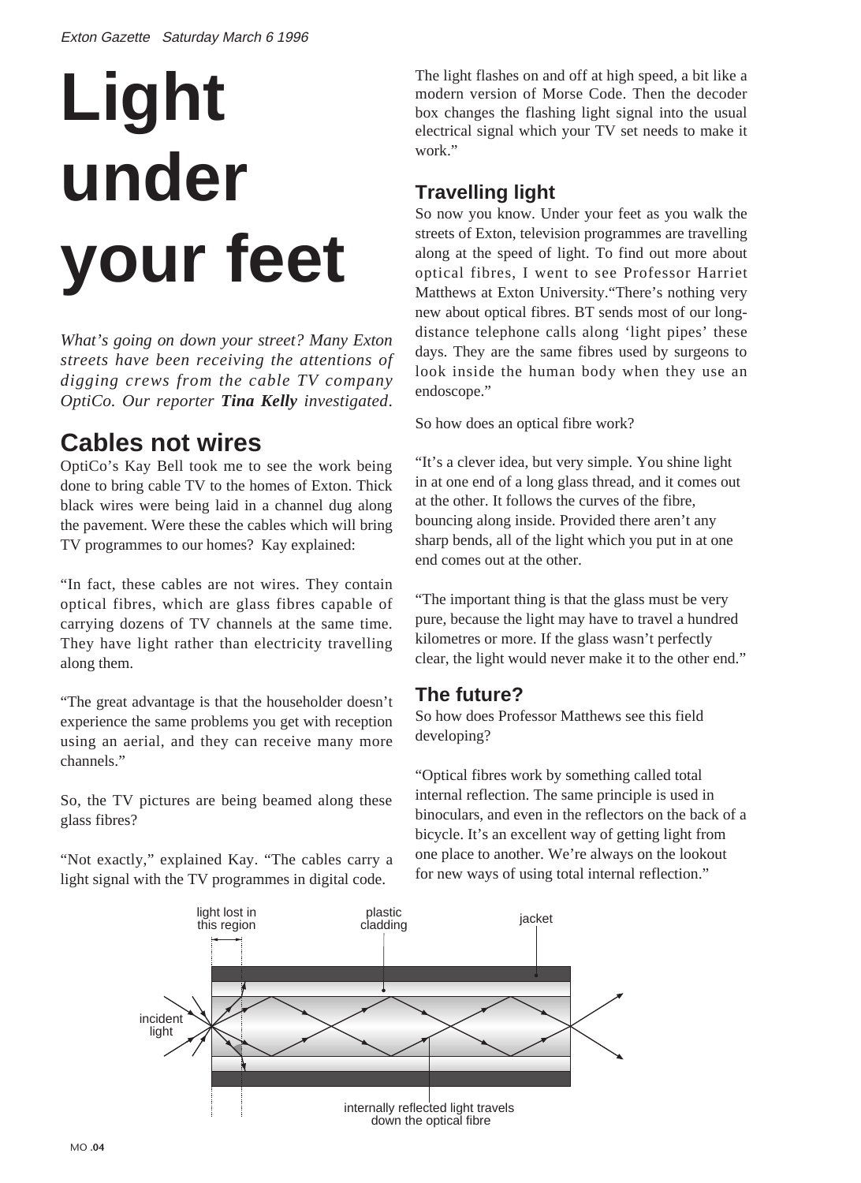# Light under your feet

*What's going on down your street? Many Exton streets have been receiving the attentions of digging crews from the cable TV company OptiCo. Our reporter **Tina Kelly** investigated.*

## Cables not wires

OptiCo's Kay Bell took me to see the work being done to bring cable TV to the homes of Exton. Thick black wires were being laid in a channel dug along the pavement. Were these the cables which will bring TV programmes to our homes? Kay explained:

"In fact, these cables are not wires. They contain optical fibres, which are glass fibres capable of carrying dozens of TV channels at the same time. They have light rather than electricity travelling along them.

"The great advantage is that the householder doesn't experience the same problems you get with reception using an aerial, and they can receive many more channels."

So, the TV pictures are being beamed along these glass fibres?

"Not exactly," explained Kay. "The cables carry a light signal with the TV programmes in digital code. The light flashes on and off at high speed, a bit like a modern version of Morse Code. Then the decoder box changes the flashing light signal into the usual electrical signal which your TV set needs to make it work."

## Travelling light

So now you know. Under your feet as you walk the streets of Exton, television programmes are travelling along at the speed of light. To find out more about optical fibres, I went to see Professor Harriet Matthews at Exton University."There's nothing very new about optical fibres. BT sends most of our long-distance telephone calls along 'light pipes' these days. They are the same fibres used by surgeons to look inside the human body when they use an endoscope."

So how does an optical fibre work?

"It's a clever idea, but very simple. You shine light in at one end of a long glass thread, and it comes out at the other. It follows the curves of the fibre, bouncing along inside. Provided there aren't any sharp bends, all of the light which you put in at one end comes out at the other.

"The important thing is that the glass must be very pure, because the light may have to travel a hundred kilometres or more. If the glass wasn't perfectly clear, the light would never make it to the other end."

## The future?

So how does Professor Matthews see this field developing?

"Optical fibres work by something called total internal reflection. The same principle is used in binoculars, and even in the reflectors on the back of a bicycle. It's an excellent way of getting light from one place to another. We're always on the lookout for new ways of using total internal reflection."

light lost in this region · plastic cladding · jacket · incident light · internally reflected light travels down the optical fibre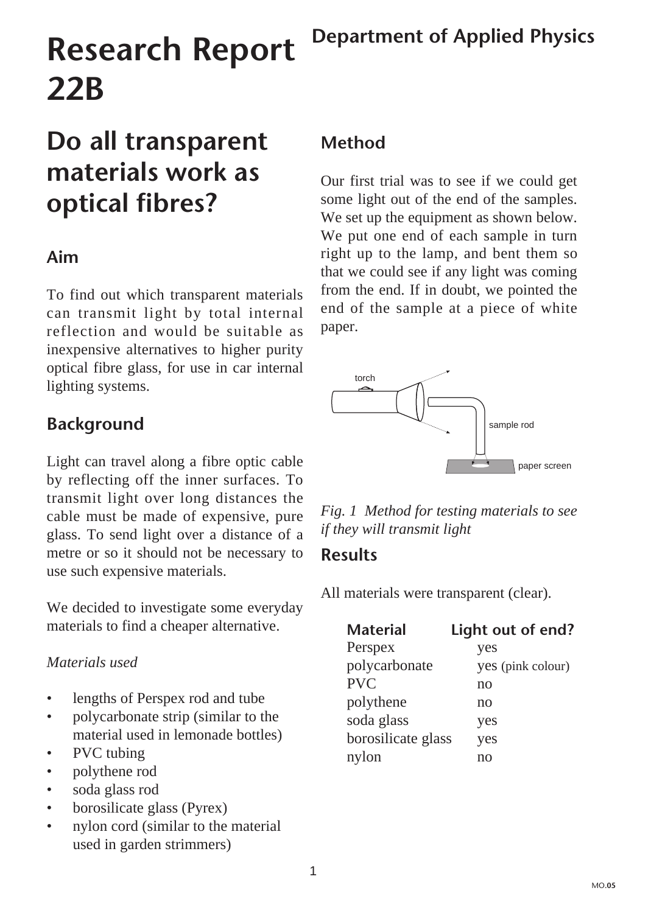# Research Report 22B

Department of Applied Physics

## Do all transparent materials work as optical fibres?

### Aim

To find out which transparent materials can transmit light by total internal reflection and would be suitable as inexpensive alternatives to higher purity optical fibre glass, for use in car internal lighting systems.

### Background

Light can travel along a fibre optic cable by reflecting off the inner surfaces. To transmit light over long distances the cable must be made of expensive, pure glass. To send light over a distance of a metre or so it should not be necessary to use such expensive materials.

We decided to investigate some everyday materials to find a cheaper alternative.

*Materials used*

- lengths of Perspex rod and tube
- polycarbonate strip (similar to the material used in lemonade bottles)
- PVC tubing
- polythene rod
- soda glass rod
- borosilicate glass (Pyrex)
- nylon cord (similar to the material used in garden strimmers)

### Method

Our first trial was to see if we could get some light out of the end of the samples. We set up the equipment as shown below. We put one end of each sample in turn right up to the lamp, and bent them so that we could see if any light was coming from the end. If in doubt, we pointed the end of the sample at a piece of white paper.

torch

sample rod

paper screen

*Fig. 1 Method for testing materials to see if they will transmit light*

### Results

All materials were transparent (clear).

| Material | Light out of end? |
|---|---|
| Perspex | yes |
| polycarbonate | yes (pink colour) |
| PVC | no |
| polythene | no |
| soda glass | yes |
| borosilicate glass | yes |
| nylon | no |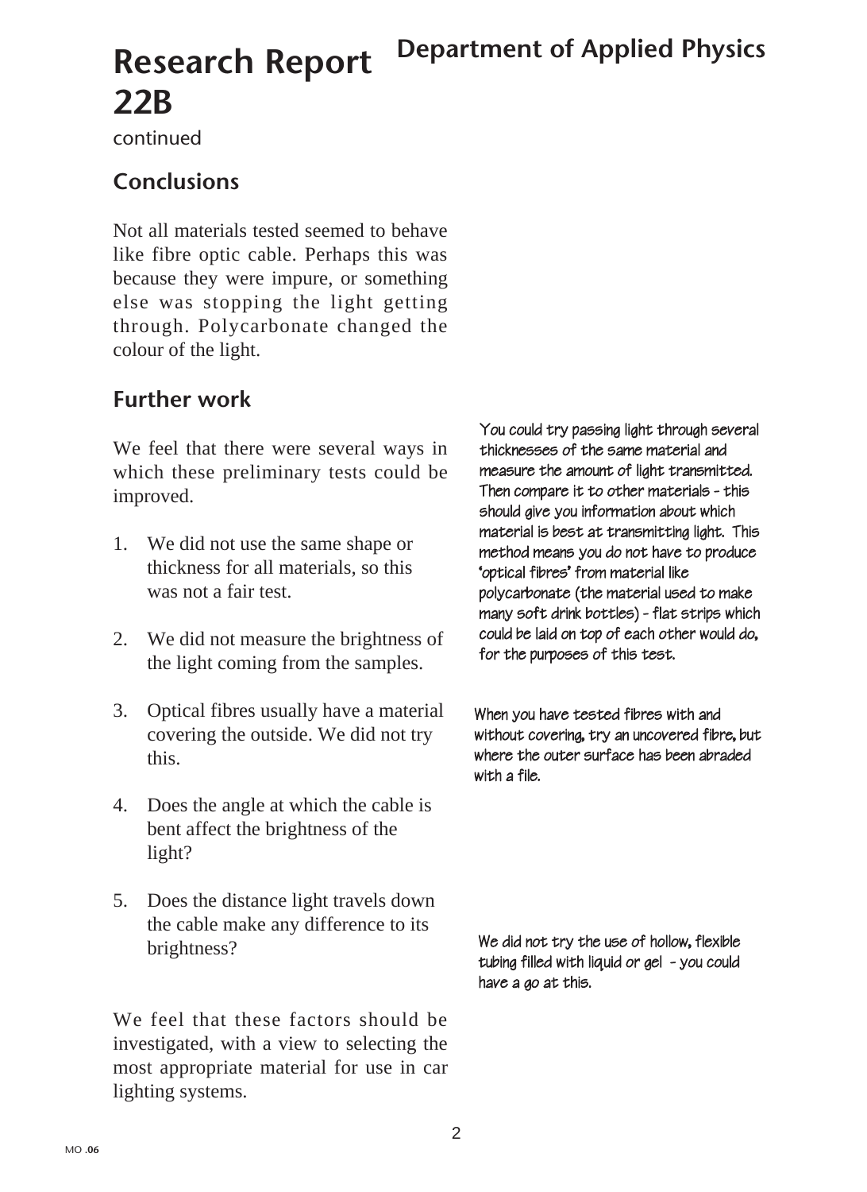# Research Report 22B

## Department of Applied Physics

continued

## Conclusions

Not all materials tested seemed to behave like fibre optic cable. Perhaps this was because they were impure, or something else was stopping the light getting through. Polycarbonate changed the colour of the light.

## Further work

We feel that there were several ways in which these preliminary tests could be improved.

1. We did not use the same shape or thickness for all materials, so this was not a fair test.

2. We did not measure the brightness of the light coming from the samples.

3. Optical fibres usually have a material covering the outside. We did not try this.

4. Does the angle at which the cable is bent affect the brightness of the light?

5. Does the distance light travels down the cable make any difference to its brightness?

We feel that these factors should be investigated, with a view to selecting the most appropriate material for use in car lighting systems.

You could try passing light through several thicknesses of the same material and measure the amount of light transmitted. Then compare it to other materials - this should give you information about which material is best at transmitting light. This method means you do not have to produce 'optical fibres' from material like polycarbonate (the material used to make many soft drink bottles) - flat strips which could be laid on top of each other would do, for the purposes of this test.

When you have tested fibres with and without covering, try an uncovered fibre, but where the outer surface has been abraded with a file.

We did not try the use of hollow, flexible tubing filled with liquid or gel - you could have a go at this.

MO .06